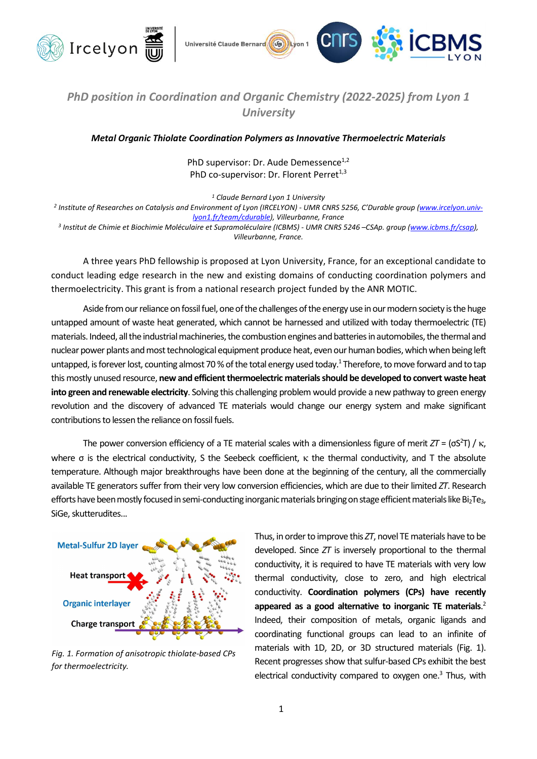# PhD position in Coordination and Organic Chemistry (2022-2025) from Lyon 1 University

***Metal Organic Thiolate Coordination Polymers as Innovative Thermoelectric Materials***

PhD supervisor: Dr. Aude Demessence[1,2]
PhD co-supervisor: Dr. Florent Perret[1,3]

*[1] Claude Bernard Lyon 1 University*
*[2] Institute of Researches on Catalysis and Environment of Lyon (IRCELYON) - UMR CNRS 5256, C'Durable group (www.ircelyon.univ-lyon1.fr/team/cdurable), Villeurbanne, France*
*[3] Institut de Chimie et Biochimie Moléculaire et Supramoléculaire (ICBMS) - UMR CNRS 5246 –CSAp. group (www.icbms.fr/csap), Villeurbanne, France.*

A three years PhD fellowship is proposed at Lyon University, France, for an exceptional candidate to conduct leading edge research in the new and existing domains of conducting coordination polymers and thermoelectricity. This grant is from a national research project funded by the ANR MOTIC.

Aside from our reliance on fossil fuel, one of the challenges of the energy use in our modern society is the huge untapped amount of waste heat generated, which cannot be harnessed and utilized with today thermoelectric (TE) materials. Indeed, all the industrial machineries, the combustion engines and batteries in automobiles, the thermal and nuclear power plants and most technological equipment produce heat, even our human bodies, which when being left untapped, is forever lost, counting almost 70 % of the total energy used today.[1] Therefore, to move forward and to tap this mostly unused resource, **new and efficient thermoelectric materials should be developed to convert waste heat into green and renewable electricity**. Solving this challenging problem would provide a new pathway to green energy revolution and the discovery of advanced TE materials would change our energy system and make significant contributions to lessen the reliance on fossil fuels.

The power conversion efficiency of a TE material scales with a dimensionless figure of merit $ZT = (\sigma S^2 T) / \kappa$, where $\sigma$ is the electrical conductivity, S the Seebeck coefficient, $\kappa$ the thermal conductivity, and T the absolute temperature. Although major breakthroughs have been done at the beginning of the century, all the commercially available TE generators suffer from their very low conversion efficiencies, which are due to their limited *ZT*. Research efforts have been mostly focused in semi-conducting inorganic materials bringing on stage efficient materials like $Bi_2Te_3$, SiGe, skutterudites…

Metal-Sulfur 2D layer

Heat transport

Organic interlayer

Charge transport

*Fig. 1. Formation of anisotropic thiolate-based CPs for thermoelectricity.*

Thus, in order to improve this *ZT*, novel TE materials have to be developed. Since *ZT* is inversely proportional to the thermal conductivity, it is required to have TE materials with very low thermal conductivity, close to zero, and high electrical conductivity. **Coordination polymers (CPs) have recently appeared as a good alternative to inorganic TE materials**.[2] Indeed, their composition of metals, organic ligands and coordinating functional groups can lead to an infinite of materials with 1D, 2D, or 3D structured materials (Fig. 1). Recent progresses show that sulfur-based CPs exhibit the best electrical conductivity compared to oxygen one.[3] Thus, with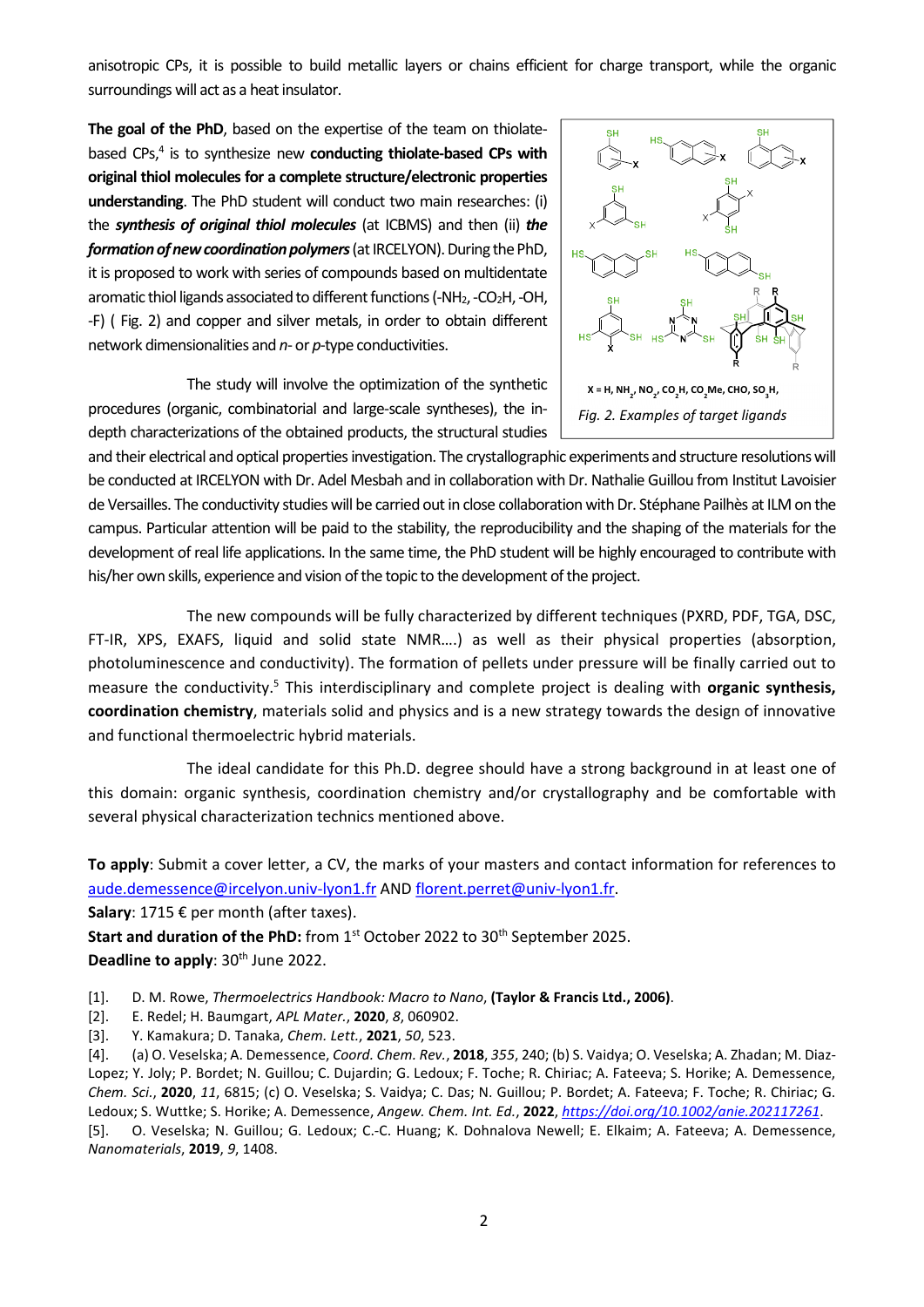anisotropic CPs, it is possible to build metallic layers or chains efficient for charge transport, while the organic surroundings will act as a heat insulator.

**The goal of the PhD**, based on the expertise of the team on thiolate-based CPs,[4] is to synthesize new **conducting thiolate-based CPs with original thiol molecules for a complete structure/electronic properties understanding**. The PhD student will conduct two main researches: (i) the ***synthesis of original thiol molecules*** (at ICBMS) and then (ii) ***the formation of new coordination polymers*** (at IRCELYON). During the PhD, it is proposed to work with series of compounds based on multidentate aromatic thiol ligands associated to different functions (-$NH_2$, -$CO_2H$, -OH, -F) ( Fig. 2) and copper and silver metals, in order to obtain different network dimensionalities and *n*- or *p*-type conductivities.

X = H, $NH_2$, $NO_2$, $CO_2H$, $CO_2Me$, CHO, $SO_3H$,

*Fig. 2. Examples of target ligands*

The study will involve the optimization of the synthetic procedures (organic, combinatorial and large-scale syntheses), the in-depth characterizations of the obtained products, the structural studies and their electrical and optical properties investigation. The crystallographic experiments and structure resolutions will be conducted at IRCELYON with Dr. Adel Mesbah and in collaboration with Dr. Nathalie Guillou from Institut Lavoisier de Versailles. The conductivity studies will be carried out in close collaboration with Dr. Stéphane Pailhès at ILM on the campus. Particular attention will be paid to the stability, the reproducibility and the shaping of the materials for the development of real life applications. In the same time, the PhD student will be highly encouraged to contribute with his/her own skills, experience and vision of the topic to the development of the project.

The new compounds will be fully characterized by different techniques (PXRD, PDF, TGA, DSC, FT-IR, XPS, EXAFS, liquid and solid state NMR….) as well as their physical properties (absorption, photoluminescence and conductivity). The formation of pellets under pressure will be finally carried out to measure the conductivity.[5] This interdisciplinary and complete project is dealing with **organic synthesis, coordination chemistry**, materials solid and physics and is a new strategy towards the design of innovative and functional thermoelectric hybrid materials.

The ideal candidate for this Ph.D. degree should have a strong background in at least one of this domain: organic synthesis, coordination chemistry and/or crystallography and be comfortable with several physical characterization technics mentioned above.

**To apply**: Submit a cover letter, a CV, the marks of your masters and contact information for references to aude.demessence@ircelyon.univ-lyon1.fr AND florent.perret@univ-lyon1.fr.

**Salary**: 1715 € per month (after taxes).

**Start and duration of the PhD:** from 1st October 2022 to 30th September 2025.

**Deadline to apply**: 30th June 2022.

[1]. D. M. Rowe, *Thermoelectrics Handbook: Macro to Nano*, **(Taylor & Francis Ltd., 2006)**.

[2]. E. Redel; H. Baumgart, *APL Mater.*, **2020**, *8*, 060902.

[3]. Y. Kamakura; D. Tanaka, *Chem. Lett.*, **2021**, *50*, 523.

[4]. (a) O. Veselska; A. Demessence, *Coord. Chem. Rev.*, **2018**, *355*, 240; (b) S. Vaidya; O. Veselska; A. Zhadan; M. Diaz-Lopez; Y. Joly; P. Bordet; N. Guillou; C. Dujardin; G. Ledoux; F. Toche; R. Chiriac; A. Fateeva; S. Horike; A. Demessence, *Chem. Sci.*, **2020**, *11*, 6815; (c) O. Veselska; S. Vaidya; C. Das; N. Guillou; P. Bordet; A. Fateeva; F. Toche; R. Chiriac; G. Ledoux; S. Wuttke; S. Horike; A. Demessence, *Angew. Chem. Int. Ed.*, **2022**, *https://doi.org/10.1002/anie.202117261*.

[5]. O. Veselska; N. Guillou; G. Ledoux; C.-C. Huang; K. Dohnalova Newell; E. Elkaim; A. Fateeva; A. Demessence, *Nanomaterials*, **2019**, *9*, 1408.